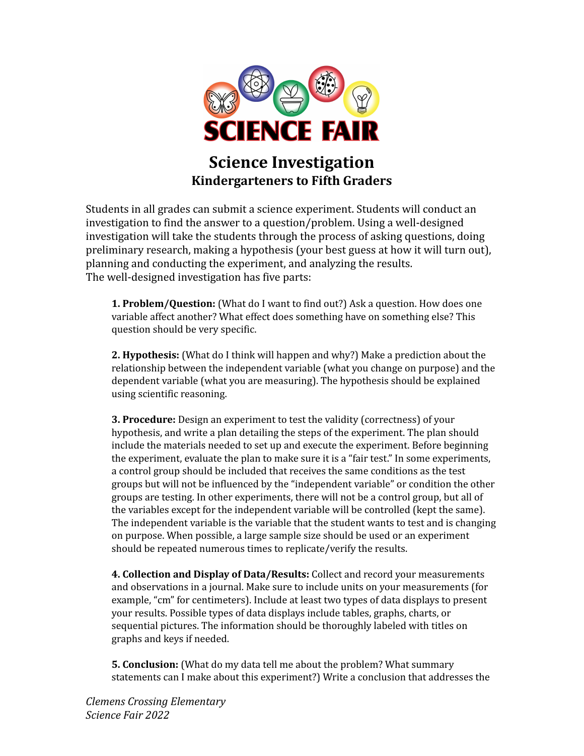SCIENCE FAIR

# Science Investigation
## Kindergarteners to Fifth Graders

Students in all grades can submit a science experiment. Students will conduct an investigation to find the answer to a question/problem. Using a well-designed investigation will take the students through the process of asking questions, doing preliminary research, making a hypothesis (your best guess at how it will turn out), planning and conducting the experiment, and analyzing the results.
The well-designed investigation has five parts:

**1. Problem/Question:** (What do I want to find out?) Ask a question. How does one variable affect another? What effect does something have on something else? This question should be very specific.

**2. Hypothesis:** (What do I think will happen and why?) Make a prediction about the relationship between the independent variable (what you change on purpose) and the dependent variable (what you are measuring). The hypothesis should be explained using scientific reasoning.

**3. Procedure:** Design an experiment to test the validity (correctness) of your hypothesis, and write a plan detailing the steps of the experiment. The plan should include the materials needed to set up and execute the experiment. Before beginning the experiment, evaluate the plan to make sure it is a "fair test." In some experiments, a control group should be included that receives the same conditions as the test groups but will not be influenced by the "independent variable" or condition the other groups are testing. In other experiments, there will not be a control group, but all of the variables except for the independent variable will be controlled (kept the same). The independent variable is the variable that the student wants to test and is changing on purpose. When possible, a large sample size should be used or an experiment should be repeated numerous times to replicate/verify the results.

**4. Collection and Display of Data/Results:** Collect and record your measurements and observations in a journal. Make sure to include units on your measurements (for example, "cm" for centimeters). Include at least two types of data displays to present your results. Possible types of data displays include tables, graphs, charts, or sequential pictures. The information should be thoroughly labeled with titles on graphs and keys if needed.

**5. Conclusion:** (What do my data tell me about the problem? What summary statements can I make about this experiment?) Write a conclusion that addresses the

*Clemens Crossing Elementary*
*Science Fair 2022*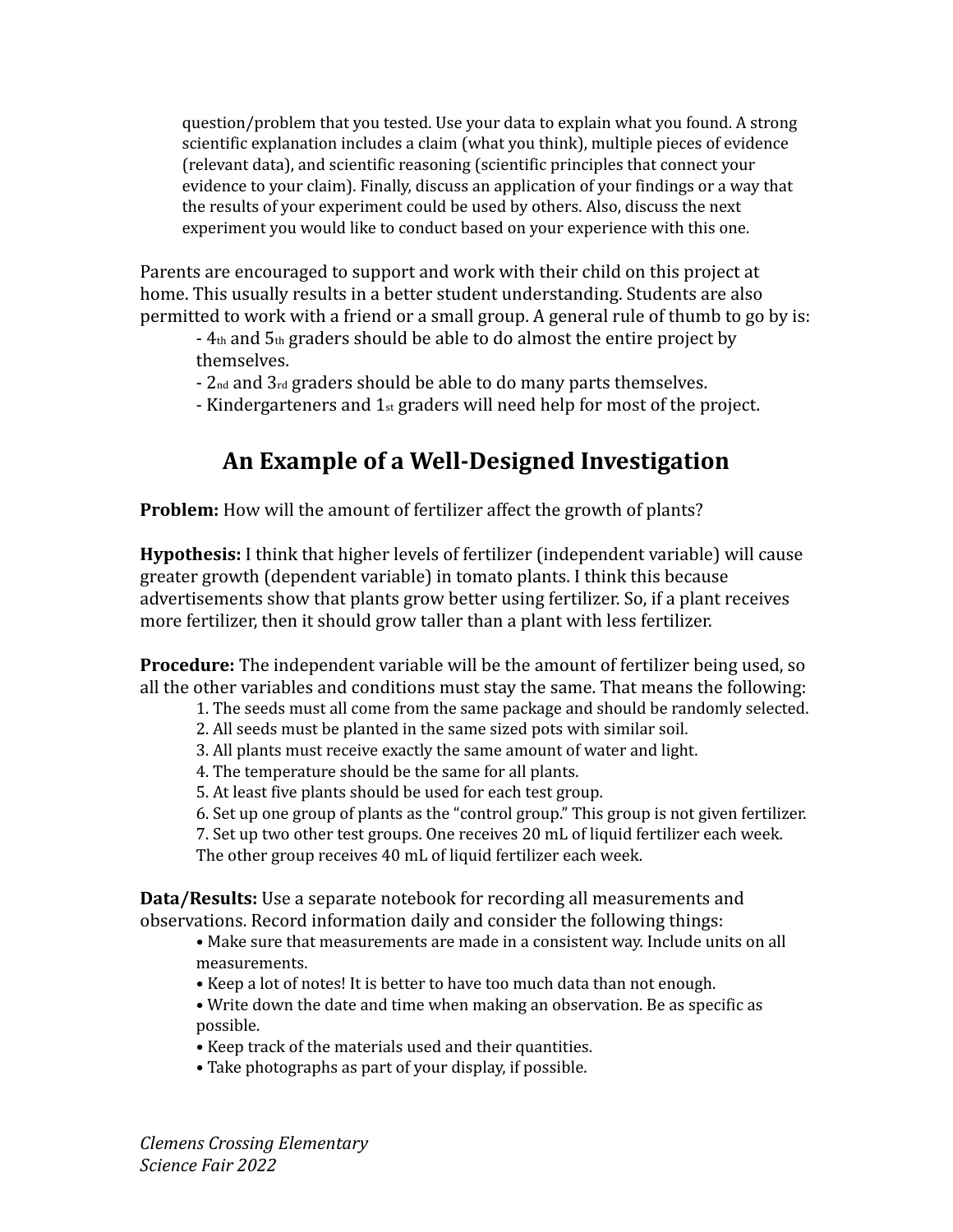question/problem that you tested. Use your data to explain what you found. A strong scientific explanation includes a claim (what you think), multiple pieces of evidence (relevant data), and scientific reasoning (scientific principles that connect your evidence to your claim). Finally, discuss an application of your findings or a way that the results of your experiment could be used by others. Also, discuss the next experiment you would like to conduct based on your experience with this one.

Parents are encouraged to support and work with their child on this project at home. This usually results in a better student understanding. Students are also permitted to work with a friend or a small group. A general rule of thumb to go by is:

- 4th and 5th graders should be able to do almost the entire project by themselves.
- 2nd and 3rd graders should be able to do many parts themselves.
- Kindergarteners and 1st graders will need help for most of the project.

## An Example of a Well-Designed Investigation

**Problem:** How will the amount of fertilizer affect the growth of plants?

**Hypothesis:** I think that higher levels of fertilizer (independent variable) will cause greater growth (dependent variable) in tomato plants. I think this because advertisements show that plants grow better using fertilizer. So, if a plant receives more fertilizer, then it should grow taller than a plant with less fertilizer.

**Procedure:** The independent variable will be the amount of fertilizer being used, so all the other variables and conditions must stay the same. That means the following:

1. The seeds must all come from the same package and should be randomly selected.
2. All seeds must be planted in the same sized pots with similar soil.
3. All plants must receive exactly the same amount of water and light.
4. The temperature should be the same for all plants.
5. At least five plants should be used for each test group.
6. Set up one group of plants as the "control group." This group is not given fertilizer.
7. Set up two other test groups. One receives 20 mL of liquid fertilizer each week. The other group receives 40 mL of liquid fertilizer each week.

**Data/Results:** Use a separate notebook for recording all measurements and observations. Record information daily and consider the following things:

- Make sure that measurements are made in a consistent way. Include units on all measurements.
- Keep a lot of notes! It is better to have too much data than not enough.
- Write down the date and time when making an observation. Be as specific as possible.
- Keep track of the materials used and their quantities.
- Take photographs as part of your display, if possible.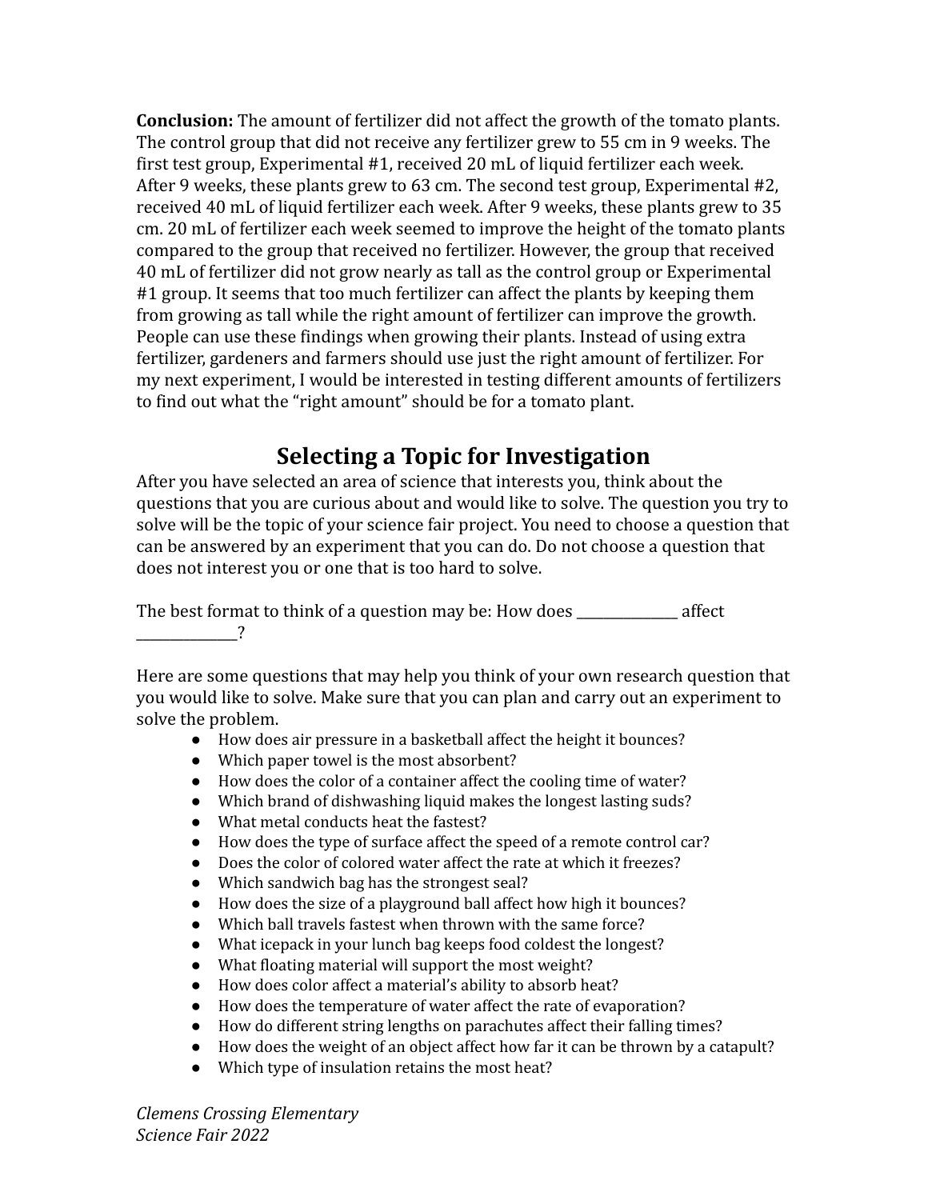**Conclusion:** The amount of fertilizer did not affect the growth of the tomato plants. The control group that did not receive any fertilizer grew to 55 cm in 9 weeks. The first test group, Experimental #1, received 20 mL of liquid fertilizer each week. After 9 weeks, these plants grew to 63 cm. The second test group, Experimental #2, received 40 mL of liquid fertilizer each week. After 9 weeks, these plants grew to 35 cm. 20 mL of fertilizer each week seemed to improve the height of the tomato plants compared to the group that received no fertilizer. However, the group that received 40 mL of fertilizer did not grow nearly as tall as the control group or Experimental #1 group. It seems that too much fertilizer can affect the plants by keeping them from growing as tall while the right amount of fertilizer can improve the growth. People can use these findings when growing their plants. Instead of using extra fertilizer, gardeners and farmers should use just the right amount of fertilizer. For my next experiment, I would be interested in testing different amounts of fertilizers to find out what the "right amount" should be for a tomato plant.

## Selecting a Topic for Investigation

After you have selected an area of science that interests you, think about the questions that you are curious about and would like to solve. The question you try to solve will be the topic of your science fair project. You need to choose a question that can be answered by an experiment that you can do. Do not choose a question that does not interest you or one that is too hard to solve.

The best format to think of a question may be: How does _______________ affect _______________?

Here are some questions that may help you think of your own research question that you would like to solve. Make sure that you can plan and carry out an experiment to solve the problem.

- How does air pressure in a basketball affect the height it bounces?
- Which paper towel is the most absorbent?
- How does the color of a container affect the cooling time of water?
- Which brand of dishwashing liquid makes the longest lasting suds?
- What metal conducts heat the fastest?
- How does the type of surface affect the speed of a remote control car?
- Does the color of colored water affect the rate at which it freezes?
- Which sandwich bag has the strongest seal?
- How does the size of a playground ball affect how high it bounces?
- Which ball travels fastest when thrown with the same force?
- What icepack in your lunch bag keeps food coldest the longest?
- What floating material will support the most weight?
- How does color affect a material's ability to absorb heat?
- How does the temperature of water affect the rate of evaporation?
- How do different string lengths on parachutes affect their falling times?
- How does the weight of an object affect how far it can be thrown by a catapult?
- Which type of insulation retains the most heat?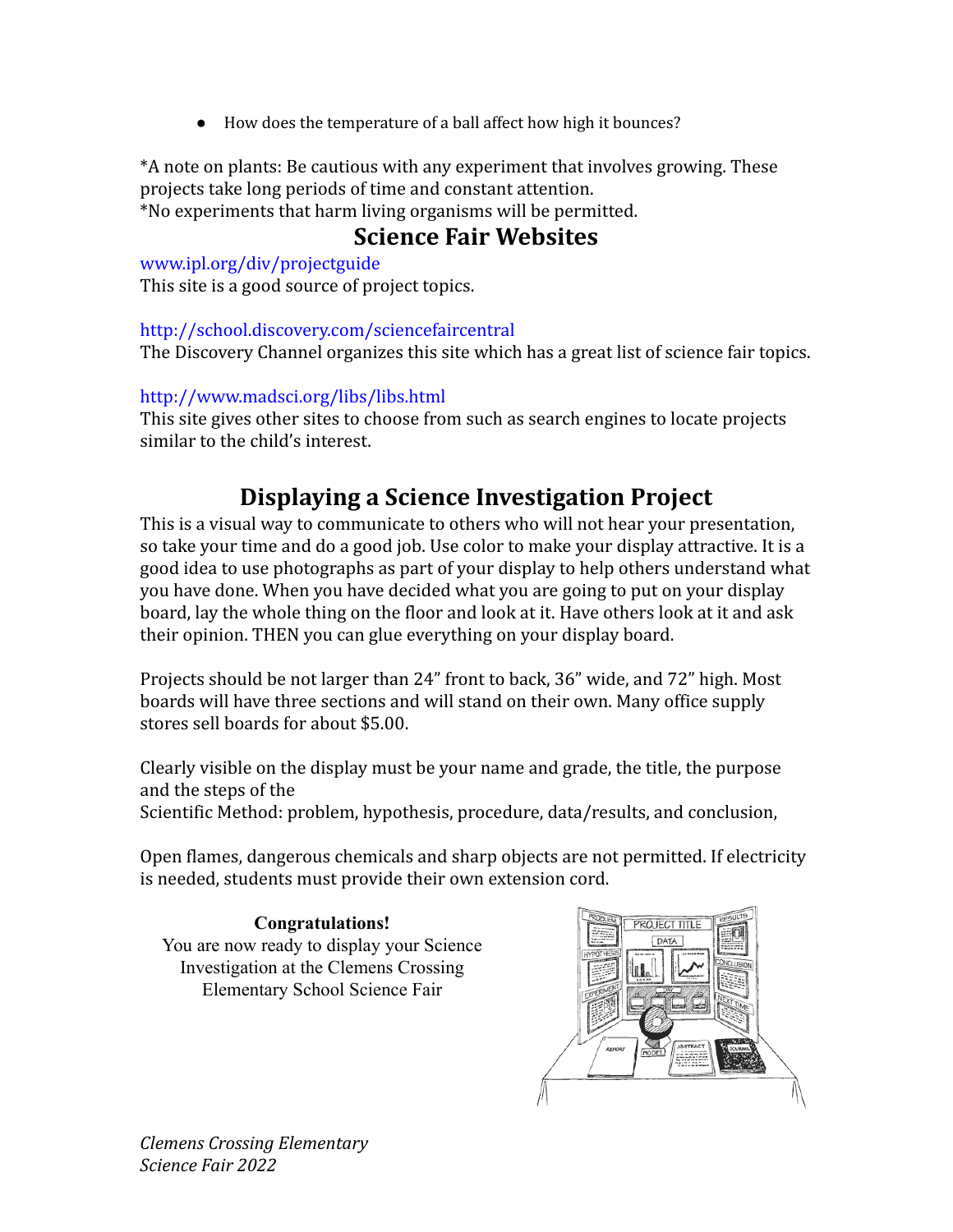- How does the temperature of a ball affect how high it bounces?

*A note on plants: Be cautious with any experiment that involves growing. These projects take long periods of time and constant attention.
*No experiments that harm living organisms will be permitted.

## Science Fair Websites

www.ipl.org/div/projectguide
This site is a good source of project topics.

http://school.discovery.com/sciencefaircentral
The Discovery Channel organizes this site which has a great list of science fair topics.

http://www.madsci.org/libs/libs.html
This site gives other sites to choose from such as search engines to locate projects similar to the child's interest.

## Displaying a Science Investigation Project

This is a visual way to communicate to others who will not hear your presentation, so take your time and do a good job. Use color to make your display attractive. It is a good idea to use photographs as part of your display to help others understand what you have done. When you have decided what you are going to put on your display board, lay the whole thing on the floor and look at it. Have others look at it and ask their opinion. THEN you can glue everything on your display board.

Projects should be not larger than 24" front to back, 36" wide, and 72" high. Most boards will have three sections and will stand on their own. Many office supply stores sell boards for about $5.00.

Clearly visible on the display must be your name and grade, the title, the purpose and the steps of the
Scientific Method: problem, hypothesis, procedure, data/results, and conclusion,

Open flames, dangerous chemicals and sharp objects are not permitted. If electricity is needed, students must provide their own extension cord.

**Congratulations!**
You are now ready to display your Science Investigation at the Clemens Crossing Elementary School Science Fair

*Clemens Crossing Elementary*
*Science Fair 2022*